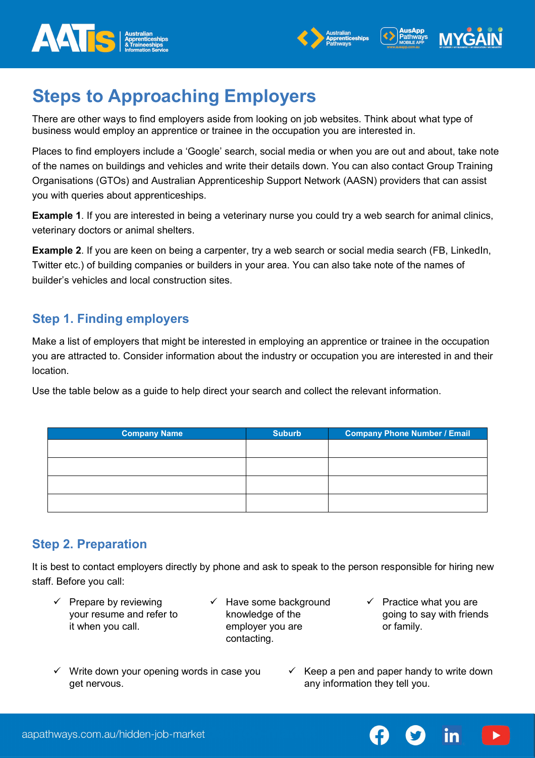# Steps to Approaching Employers

There are other ways to find employers aside from looking on job websites. Think about what type of business would employ an apprentice or trainee in the occupation you are interested in.

Places to find employers include a 'Google' search, social media or when you are out and about, take note of the names on buildings and vehicles and write their details down. You can also contact Group Training Organisations (GTOs) and Australian Apprenticeship Support Network (AASN) providers that can assist you with queries about apprenticeships.

**Example 1**. If you are interested in being a veterinary nurse you could try a web search for animal clinics, veterinary doctors or animal shelters.

**Example 2**. If you are keen on being a carpenter, try a web search or social media search (FB, LinkedIn, Twitter etc.) of building companies or builders in your area. You can also take note of the names of builder's vehicles and local construction sites.

## Step 1. Finding employers

Make a list of employers that might be interested in employing an apprentice or trainee in the occupation you are attracted to. Consider information about the industry or occupation you are interested in and their location.

Use the table below as a guide to help direct your search and collect the relevant information.

| Company Name | Suburb | Company Phone Number / Email |
|---|---|---|
| | | |
| | | |
| | | |
| | | |

## Step 2. Preparation

It is best to contact employers directly by phone and ask to speak to the person responsible for hiring new staff. Before you call:

- ✓ Prepare by reviewing your resume and refer to it when you call.
- ✓ Have some background knowledge of the employer you are contacting.
- ✓ Practice what you are going to say with friends or family.
- ✓ Write down your opening words in case you get nervous.
- ✓ Keep a pen and paper handy to write down any information they tell you.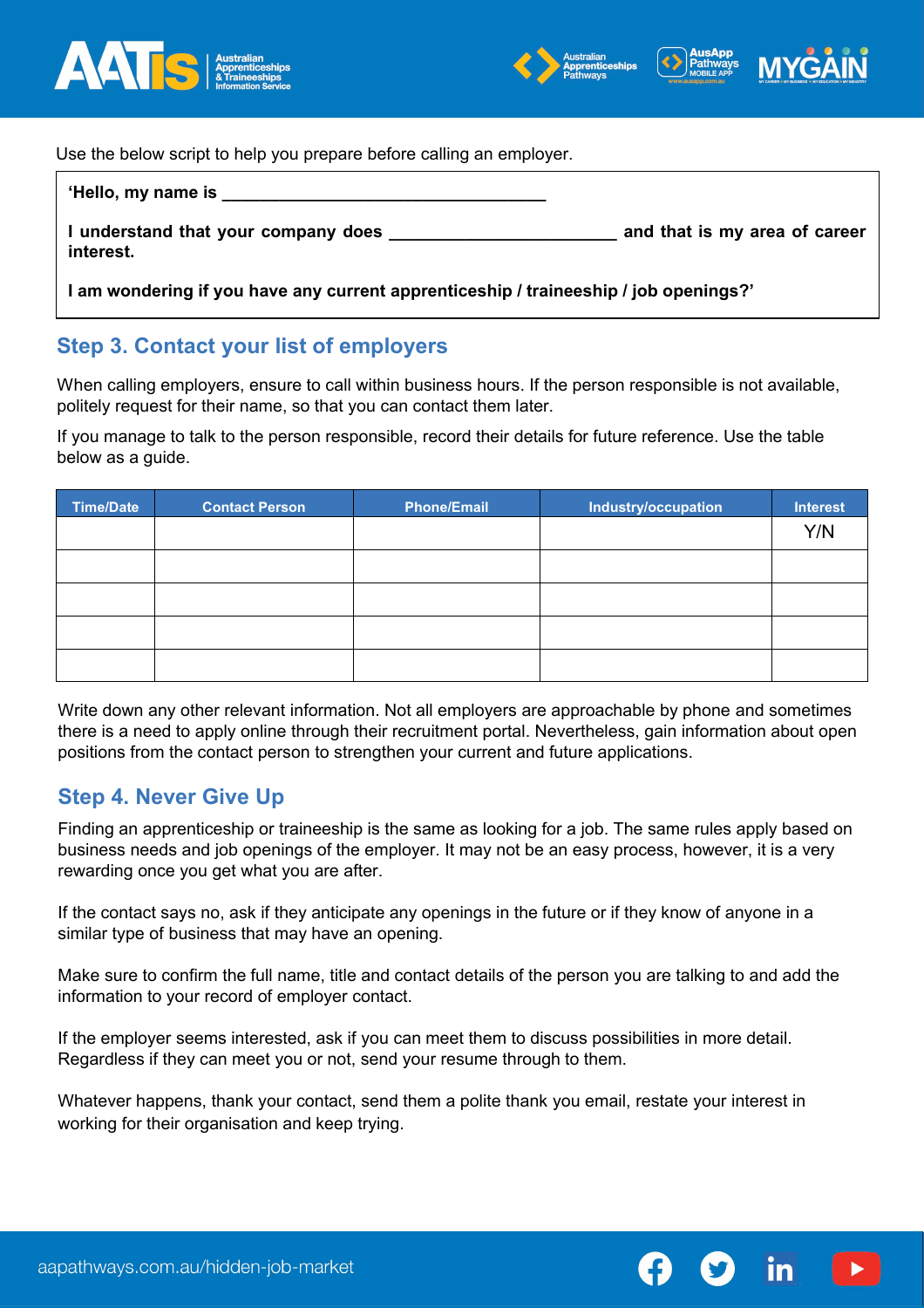Use the below script to help you prepare before calling an employer.

> **'Hello, my name is ___________________________________**
>
> **I understand that your company does ________________________ and that is my area of career interest.**
>
> **I am wondering if you have any current apprenticeship / traineeship / job openings?'**

## Step 3. Contact your list of employers

When calling employers, ensure to call within business hours. If the person responsible is not available, politely request for their name, so that you can contact them later.

If you manage to talk to the person responsible, record their details for future reference. Use the table below as a guide.

| Time/Date | Contact Person | Phone/Email | Industry/occupation | Interest |
|---|---|---|---|---|
| | | | | Y/N |
| | | | | |
| | | | | |
| | | | | |
| | | | | |

Write down any other relevant information. Not all employers are approachable by phone and sometimes there is a need to apply online through their recruitment portal. Nevertheless, gain information about open positions from the contact person to strengthen your current and future applications.

## Step 4. Never Give Up

Finding an apprenticeship or traineeship is the same as looking for a job. The same rules apply based on business needs and job openings of the employer. It may not be an easy process, however, it is a very rewarding once you get what you are after.

If the contact says no, ask if they anticipate any openings in the future or if they know of anyone in a similar type of business that may have an opening.

Make sure to confirm the full name, title and contact details of the person you are talking to and add the information to your record of employer contact.

If the employer seems interested, ask if you can meet them to discuss possibilities in more detail. Regardless if they can meet you or not, send your resume through to them.

Whatever happens, thank your contact, send them a polite thank you email, restate your interest in working for their organisation and keep trying.

aapathways.com.au/hidden-job-market